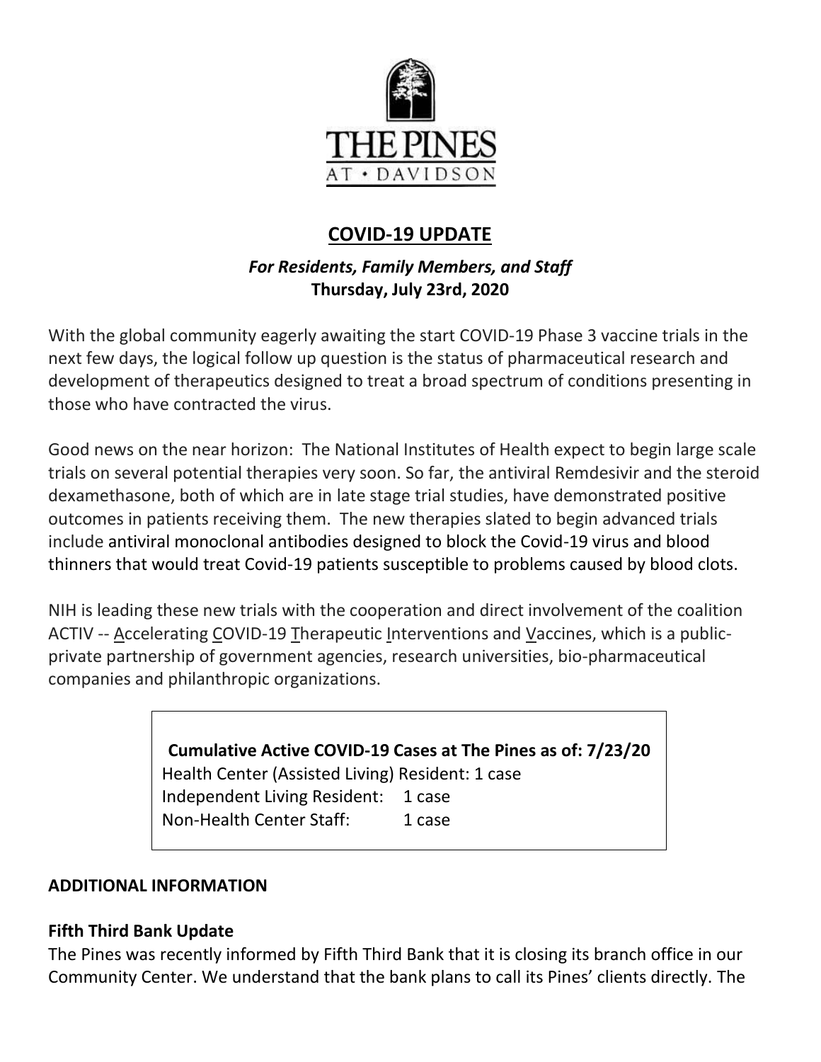THE PINES
AT • DAVIDSON

# COVID-19 UPDATE

***For Residents, Family Members, and Staff***
**Thursday, July 23rd, 2020**

With the global community eagerly awaiting the start COVID-19 Phase 3 vaccine trials in the next few days, the logical follow up question is the status of pharmaceutical research and development of therapeutics designed to treat a broad spectrum of conditions presenting in those who have contracted the virus.

Good news on the near horizon: The National Institutes of Health expect to begin large scale trials on several potential therapies very soon. So far, the antiviral Remdesivir and the steroid dexamethasone, both of which are in late stage trial studies, have demonstrated positive outcomes in patients receiving them. The new therapies slated to begin advanced trials include antiviral monoclonal antibodies designed to block the Covid-19 virus and blood thinners that would treat Covid-19 patients susceptible to problems caused by blood clots.

NIH is leading these new trials with the cooperation and direct involvement of the coalition ACTIV -- Accelerating COVID-19 Therapeutic Interventions and Vaccines, which is a public-private partnership of government agencies, research universities, bio-pharmaceutical companies and philanthropic organizations.

**Cumulative Active COVID-19 Cases at The Pines as of: 7/23/20**
Health Center (Assisted Living) Resident: 1 case
Independent Living Resident: 1 case
Non-Health Center Staff: 1 case

**ADDITIONAL INFORMATION**

**Fifth Third Bank Update**

The Pines was recently informed by Fifth Third Bank that it is closing its branch office in our Community Center. We understand that the bank plans to call its Pines' clients directly. The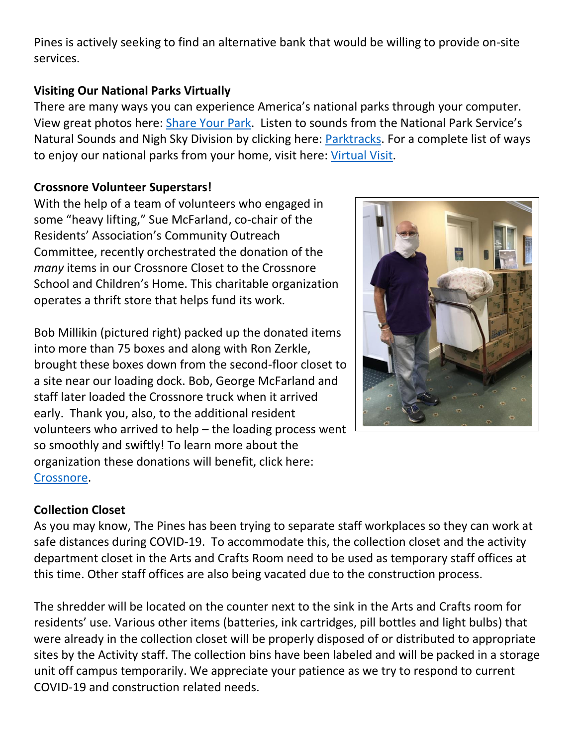Pines is actively seeking to find an alternative bank that would be willing to provide on-site services.

**Visiting Our National Parks Virtually**

There are many ways you can experience America's national parks through your computer. View great photos here: [Share Your Park](). Listen to sounds from the National Park Service's Natural Sounds and Nigh Sky Division by clicking here: [Parktracks](). For a complete list of ways to enjoy our national parks from your home, visit here: [Virtual Visit]().

**Crossnore Volunteer Superstars!**

With the help of a team of volunteers who engaged in some "heavy lifting," Sue McFarland, co-chair of the Residents' Association's Community Outreach Committee, recently orchestrated the donation of the *many* items in our Crossnore Closet to the Crossnore School and Children's Home. This charitable organization operates a thrift store that helps fund its work.

Bob Millikin (pictured right) packed up the donated items into more than 75 boxes and along with Ron Zerkle, brought these boxes down from the second-floor closet to a site near our loading dock. Bob, George McFarland and staff later loaded the Crossnore truck when it arrived early. Thank you, also, to the additional resident volunteers who arrived to help – the loading process went so smoothly and swiftly! To learn more about the organization these donations will benefit, click here: [Crossnore]().

**Collection Closet**

As you may know, The Pines has been trying to separate staff workplaces so they can work at safe distances during COVID-19. To accommodate this, the collection closet and the activity department closet in the Arts and Crafts Room need to be used as temporary staff offices at this time. Other staff offices are also being vacated due to the construction process.

The shredder will be located on the counter next to the sink in the Arts and Crafts room for residents' use. Various other items (batteries, ink cartridges, pill bottles and light bulbs) that were already in the collection closet will be properly disposed of or distributed to appropriate sites by the Activity staff. The collection bins have been labeled and will be packed in a storage unit off campus temporarily. We appreciate your patience as we try to respond to current COVID-19 and construction related needs.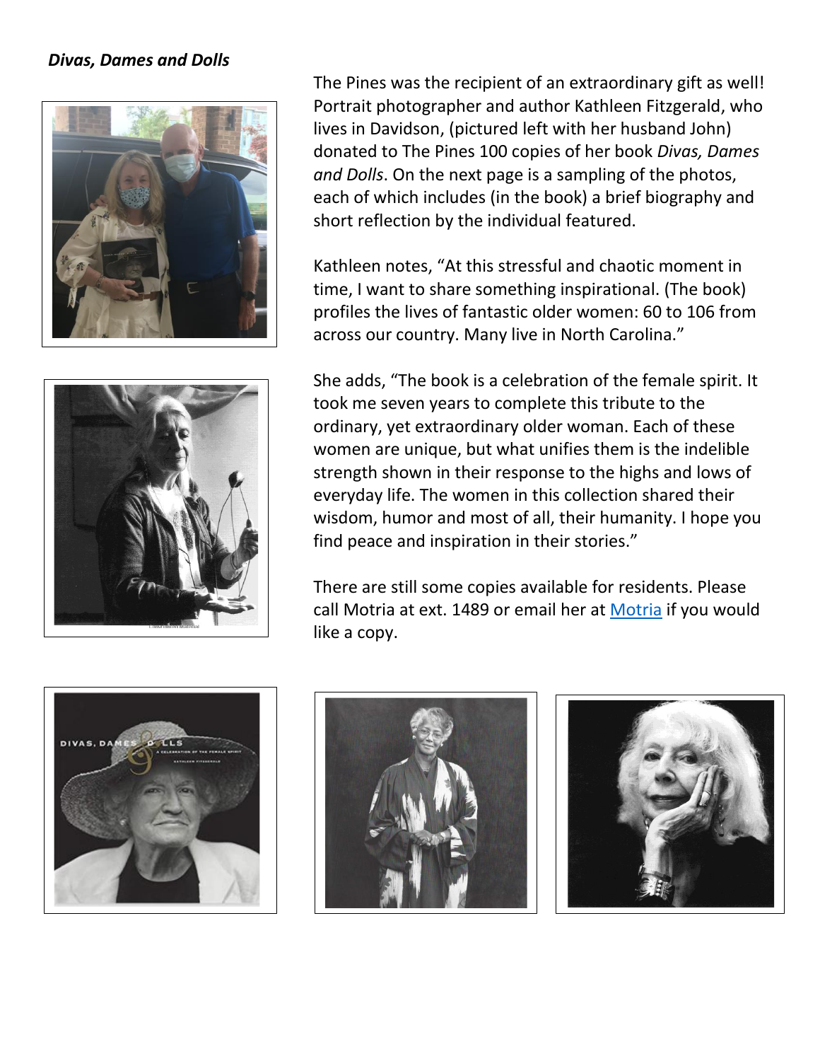***Divas, Dames and Dolls***

The Pines was the recipient of an extraordinary gift as well! Portrait photographer and author Kathleen Fitzgerald, who lives in Davidson, (pictured left with her husband John) donated to The Pines 100 copies of her book *Divas, Dames and Dolls*. On the next page is a sampling of the photos, each of which includes (in the book) a brief biography and short reflection by the individual featured.

Kathleen notes, "At this stressful and chaotic moment in time, I want to share something inspirational. (The book) profiles the lives of fantastic older women: 60 to 106 from across our country. Many live in North Carolina."

She adds, "The book is a celebration of the female spirit. It took me seven years to complete this tribute to the ordinary, yet extraordinary older woman. Each of these women are unique, but what unifies them is the indelible strength shown in their response to the highs and lows of everyday life. The women in this collection shared their wisdom, humor and most of all, their humanity. I hope you find peace and inspiration in their stories."

There are still some copies available for residents. Please call Motria at ext. 1489 or email her at [Motria](Motria) if you would like a copy.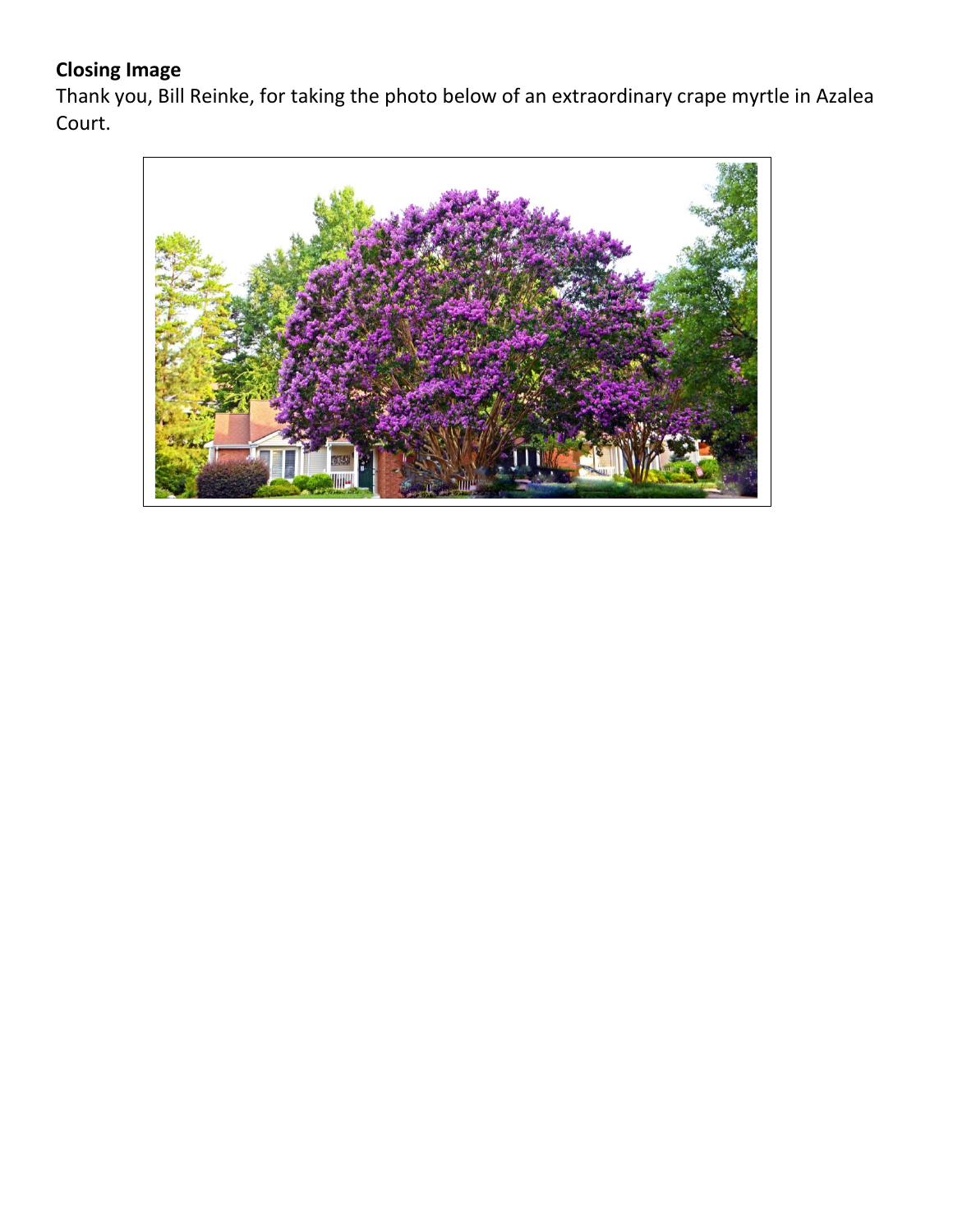**Closing Image**

Thank you, Bill Reinke, for taking the photo below of an extraordinary crape myrtle in Azalea Court.